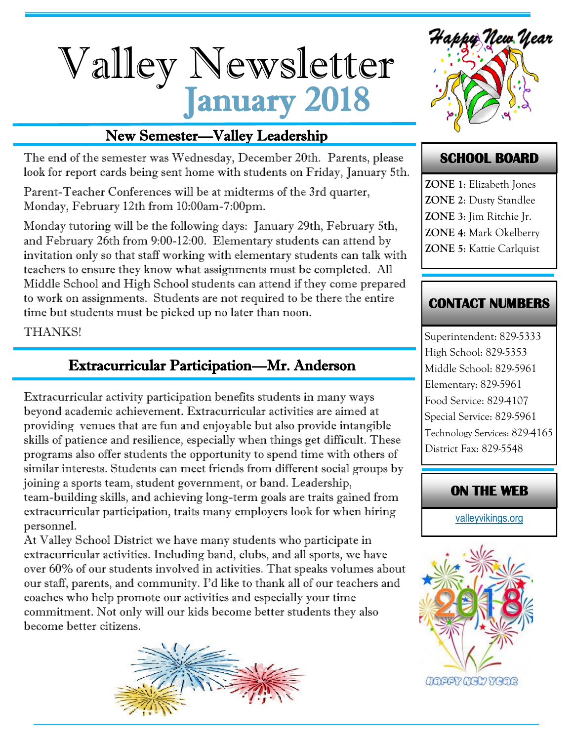# Valley Newsletter

## January 2018

## New Semester—Valley Leadership

The end of the semester was Wednesday, December 20th. Parents, please look for report cards being sent home with students on Friday, January 5th.

Parent-Teacher Conferences will be at midterms of the 3rd quarter, Monday, February 12th from 10:00am-7:00pm.

Monday tutoring will be the following days: January 29th, February 5th, and February 26th from 9:00-12:00. Elementary students can attend by invitation only so that staff working with elementary students can talk with teachers to ensure they know what assignments must be completed. All Middle School and High School students can attend if they come prepared to work on assignments. Students are not required to be there the entire time but students must be picked up no later than noon.

THANKS!

## Extracurricular Participation—Mr. Anderson

Extracurricular activity participation benefits students in many ways beyond academic achievement. Extracurricular activities are aimed at providing venues that are fun and enjoyable but also provide intangible skills of patience and resilience, especially when things get difficult. These programs also offer students the opportunity to spend time with others of similar interests. Students can meet friends from different social groups by joining a sports team, student government, or band. Leadership, team-building skills, and achieving long-term goals are traits gained from extracurricular participation, traits many employers look for when hiring personnel.

At Valley School District we have many students who participate in extracurricular activities. Including band, clubs, and all sports, we have over 60% of our students involved in activities. That speaks volumes about our staff, parents, and community. I'd like to thank all of our teachers and coaches who help promote our activities and especially your time commitment. Not only will our kids become better students they also become better citizens.

## SCHOOL BOARD

**ZONE 1**: Elizabeth Jones
**ZONE 2**: Dusty Standlee
**ZONE 3**: Jim Ritchie Jr.
**ZONE 4**: Mark Okelberry
**ZONE 5**: Kattie Carlquist

## CONTACT NUMBERS

Superintendent: 829-5333
High School: 829-5353
Middle School: 829-5961
Elementary: 829-5961
Food Service: 829-4107
Special Service: 829-5961
Technology Services: 829-4165
District Fax: 829-5548

## ON THE WEB

valleyvikings.org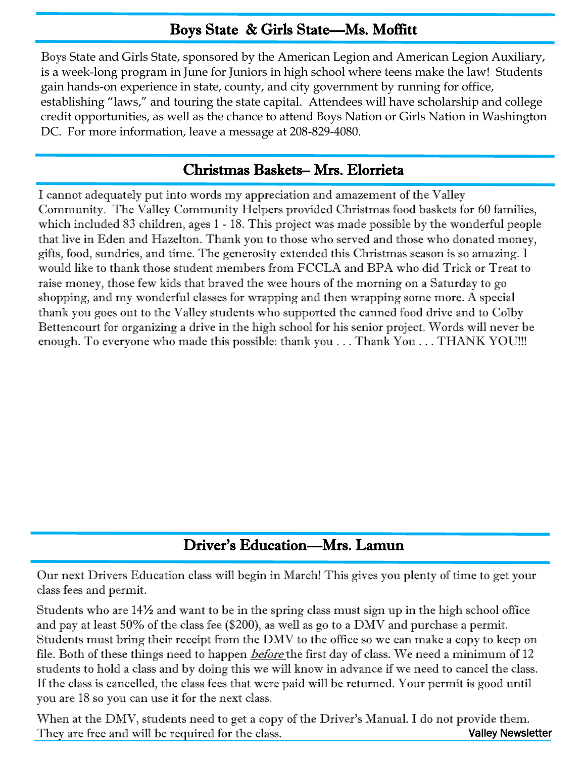## Boys State & Girls State—Ms. Moffitt

Boys State and Girls State, sponsored by the American Legion and American Legion Auxiliary, is a week-long program in June for Juniors in high school where teens make the law! Students gain hands-on experience in state, county, and city government by running for office, establishing "laws," and touring the state capital. Attendees will have scholarship and college credit opportunities, as well as the chance to attend Boys Nation or Girls Nation in Washington DC. For more information, leave a message at 208-829-4080.

## Christmas Baskets– Mrs. Elorrieta

I cannot adequately put into words my appreciation and amazement of the Valley Community. The Valley Community Helpers provided Christmas food baskets for 60 families, which included 83 children, ages 1 - 18. This project was made possible by the wonderful people that live in Eden and Hazelton. Thank you to those who served and those who donated money, gifts, food, sundries, and time. The generosity extended this Christmas season is so amazing. I would like to thank those student members from FCCLA and BPA who did Trick or Treat to raise money, those few kids that braved the wee hours of the morning on a Saturday to go shopping, and my wonderful classes for wrapping and then wrapping some more. A special thank you goes out to the Valley students who supported the canned food drive and to Colby Bettencourt for organizing a drive in the high school for his senior project. Words will never be enough. To everyone who made this possible: thank you . . . Thank You . . . THANK YOU!!!

## Driver's Education—Mrs. Lamun

Our next Drivers Education class will begin in March! This gives you plenty of time to get your class fees and permit.

Students who are 14½ and want to be in the spring class must sign up in the high school office and pay at least 50% of the class fee ($200), as well as go to a DMV and purchase a permit. Students must bring their receipt from the DMV to the office so we can make a copy to keep on file. Both of these things need to happen ***before*** the first day of class. We need a minimum of 12 students to hold a class and by doing this we will know in advance if we need to cancel the class. If the class is cancelled, the class fees that were paid will be returned. Your permit is good until you are 18 so you can use it for the next class.

When at the DMV, students need to get a copy of the Driver's Manual. I do not provide them. They are free and will be required for the class.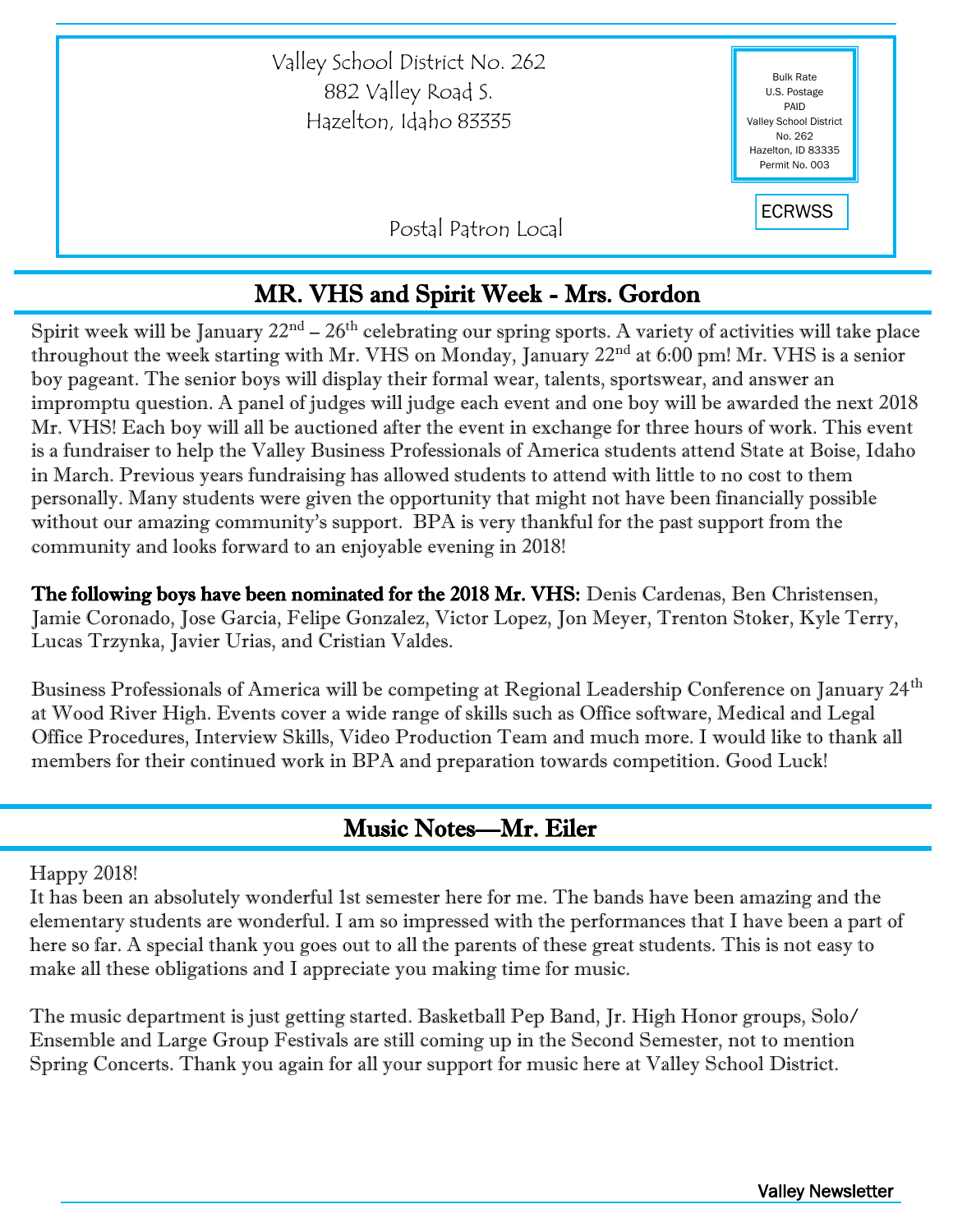Valley School District No. 262
882 Valley Road S.
Hazelton, Idaho 83335

Bulk Rate
U.S. Postage
PAID
Valley School District
No. 262
Hazelton, ID 83335
Permit No. 003

ECRWSS

Postal Patron Local

## MR. VHS and Spirit Week - Mrs. Gordon

Spirit week will be January 22nd – 26th celebrating our spring sports. A variety of activities will take place throughout the week starting with Mr. VHS on Monday, January 22nd at 6:00 pm! Mr. VHS is a senior boy pageant. The senior boys will display their formal wear, talents, sportswear, and answer an impromptu question. A panel of judges will judge each event and one boy will be awarded the next 2018 Mr. VHS! Each boy will all be auctioned after the event in exchange for three hours of work. This event is a fundraiser to help the Valley Business Professionals of America students attend State at Boise, Idaho in March. Previous years fundraising has allowed students to attend with little to no cost to them personally. Many students were given the opportunity that might not have been financially possible without our amazing community's support. BPA is very thankful for the past support from the community and looks forward to an enjoyable evening in 2018!

**The following boys have been nominated for the 2018 Mr. VHS:** Denis Cardenas, Ben Christensen, Jamie Coronado, Jose Garcia, Felipe Gonzalez, Victor Lopez, Jon Meyer, Trenton Stoker, Kyle Terry, Lucas Trzynka, Javier Urias, and Cristian Valdes.

Business Professionals of America will be competing at Regional Leadership Conference on January 24th at Wood River High. Events cover a wide range of skills such as Office software, Medical and Legal Office Procedures, Interview Skills, Video Production Team and much more. I would like to thank all members for their continued work in BPA and preparation towards competition. Good Luck!

## Music Notes—Mr. Eiler

Happy 2018!
It has been an absolutely wonderful 1st semester here for me. The bands have been amazing and the elementary students are wonderful. I am so impressed with the performances that I have been a part of here so far. A special thank you goes out to all the parents of these great students. This is not easy to make all these obligations and I appreciate you making time for music.

The music department is just getting started. Basketball Pep Band, Jr. High Honor groups, Solo/ Ensemble and Large Group Festivals are still coming up in the Second Semester, not to mention Spring Concerts. Thank you again for all your support for music here at Valley School District.